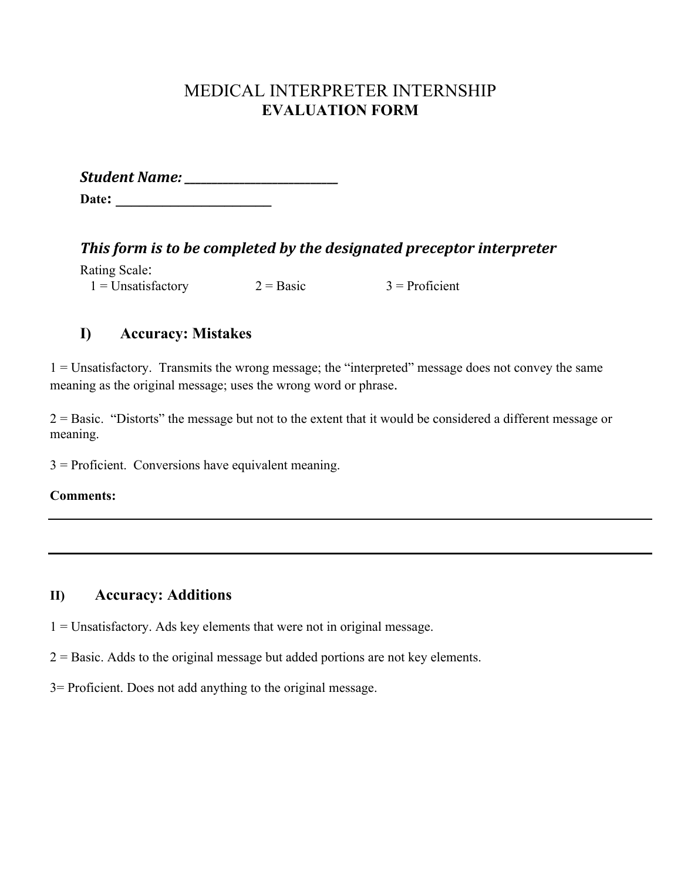# MEDICAL INTERPRETER INTERNSHIP
## EVALUATION FORM

***Student Name:*** ________________________

**Date:** ________________________

***This form is to be completed by the designated preceptor interpreter***

Rating Scale:
1 = Unsatisfactory 2 = Basic 3 = Proficient

## I) Accuracy: Mistakes

1 = Unsatisfactory. Transmits the wrong message; the "interpreted" message does not convey the same meaning as the original message; uses the wrong word or phrase.

2 = Basic. "Distorts" the message but not to the extent that it would be considered a different message or meaning.

3 = Proficient. Conversions have equivalent meaning.

**Comments:**

______________________________________________________________________

______________________________________________________________________

## II) Accuracy: Additions

1 = Unsatisfactory. Ads key elements that were not in original message.

2 = Basic. Adds to the original message but added portions are not key elements.

3= Proficient. Does not add anything to the original message.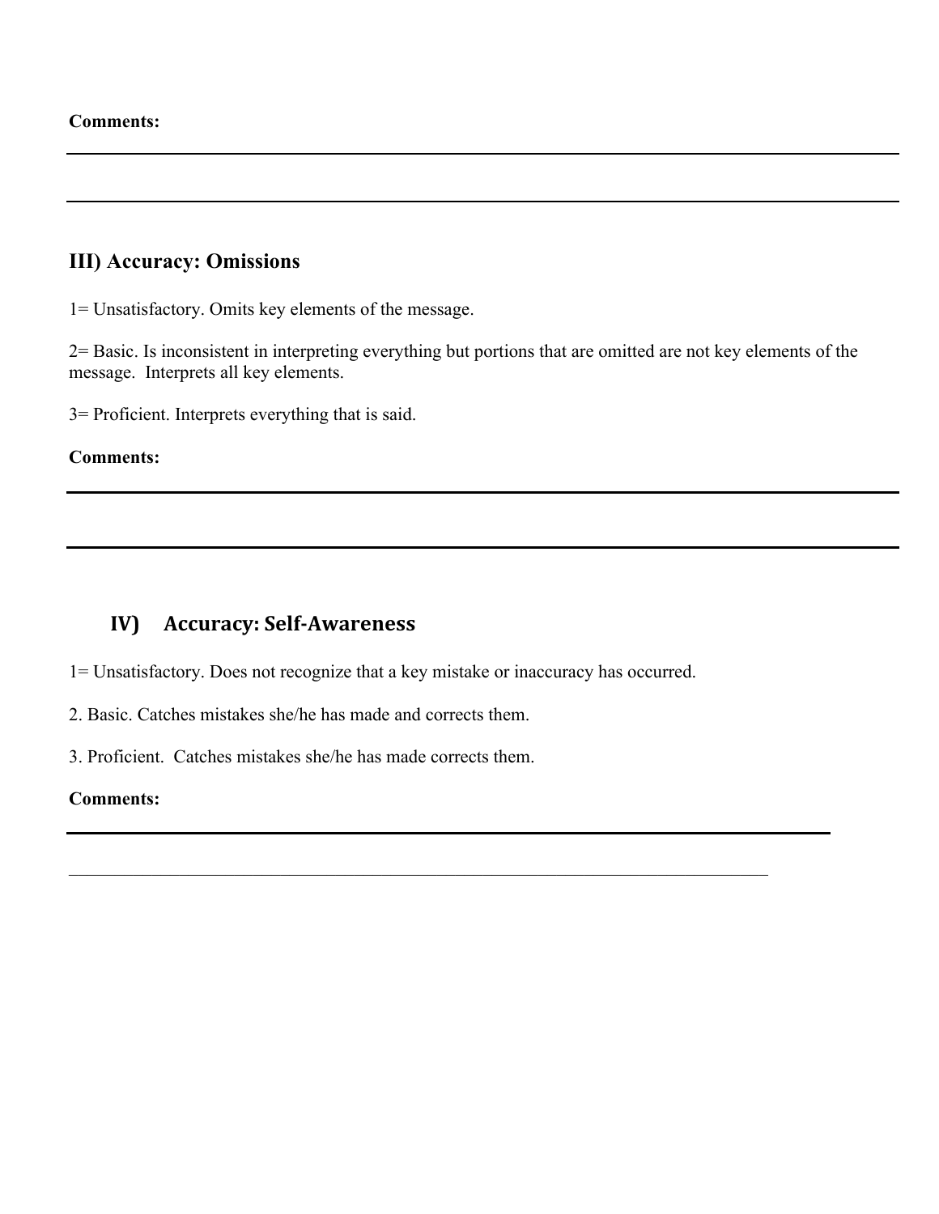**Comments:**

## III) Accuracy: Omissions

1= Unsatisfactory. Omits key elements of the message.

2= Basic. Is inconsistent in interpreting everything but portions that are omitted are not key elements of the message. Interprets all key elements.

3= Proficient. Interprets everything that is said.

**Comments:**

## IV) Accuracy: Self-Awareness

1= Unsatisfactory. Does not recognize that a key mistake or inaccuracy has occurred.

2. Basic. Catches mistakes she/he has made and corrects them.

3. Proficient. Catches mistakes she/he has made corrects them.

**Comments:**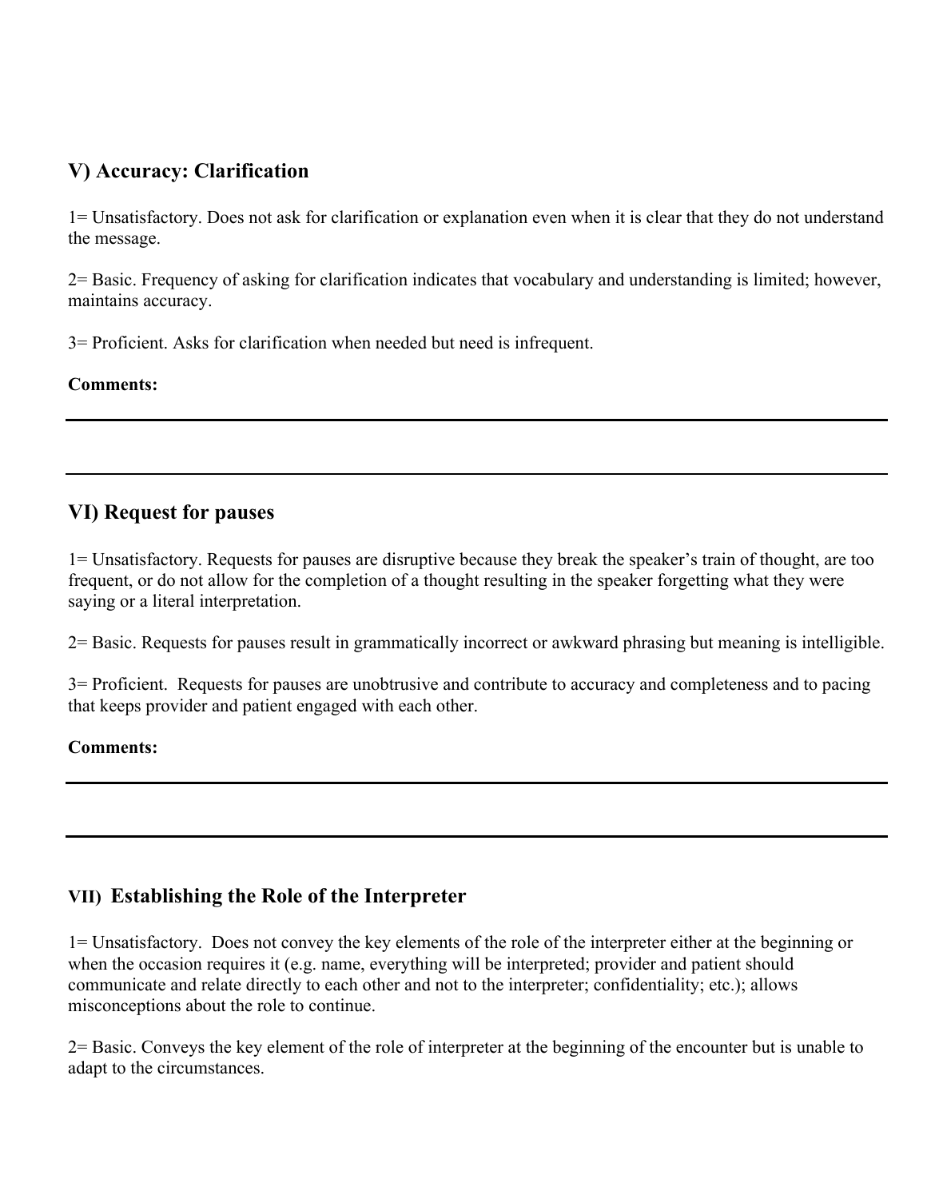## V) Accuracy: Clarification

1= Unsatisfactory. Does not ask for clarification or explanation even when it is clear that they do not understand the message.

2= Basic. Frequency of asking for clarification indicates that vocabulary and understanding is limited; however, maintains accuracy.

3= Proficient. Asks for clarification when needed but need is infrequent.

**Comments:**

---

---

## VI) Request for pauses

1= Unsatisfactory. Requests for pauses are disruptive because they break the speaker's train of thought, are too frequent, or do not allow for the completion of a thought resulting in the speaker forgetting what they were saying or a literal interpretation.

2= Basic. Requests for pauses result in grammatically incorrect or awkward phrasing but meaning is intelligible.

3= Proficient. Requests for pauses are unobtrusive and contribute to accuracy and completeness and to pacing that keeps provider and patient engaged with each other.

**Comments:**

---

---

## VII) Establishing the Role of the Interpreter

1= Unsatisfactory. Does not convey the key elements of the role of the interpreter either at the beginning or when the occasion requires it (e.g. name, everything will be interpreted; provider and patient should communicate and relate directly to each other and not to the interpreter; confidentiality; etc.); allows misconceptions about the role to continue.

2= Basic. Conveys the key element of the role of interpreter at the beginning of the encounter but is unable to adapt to the circumstances.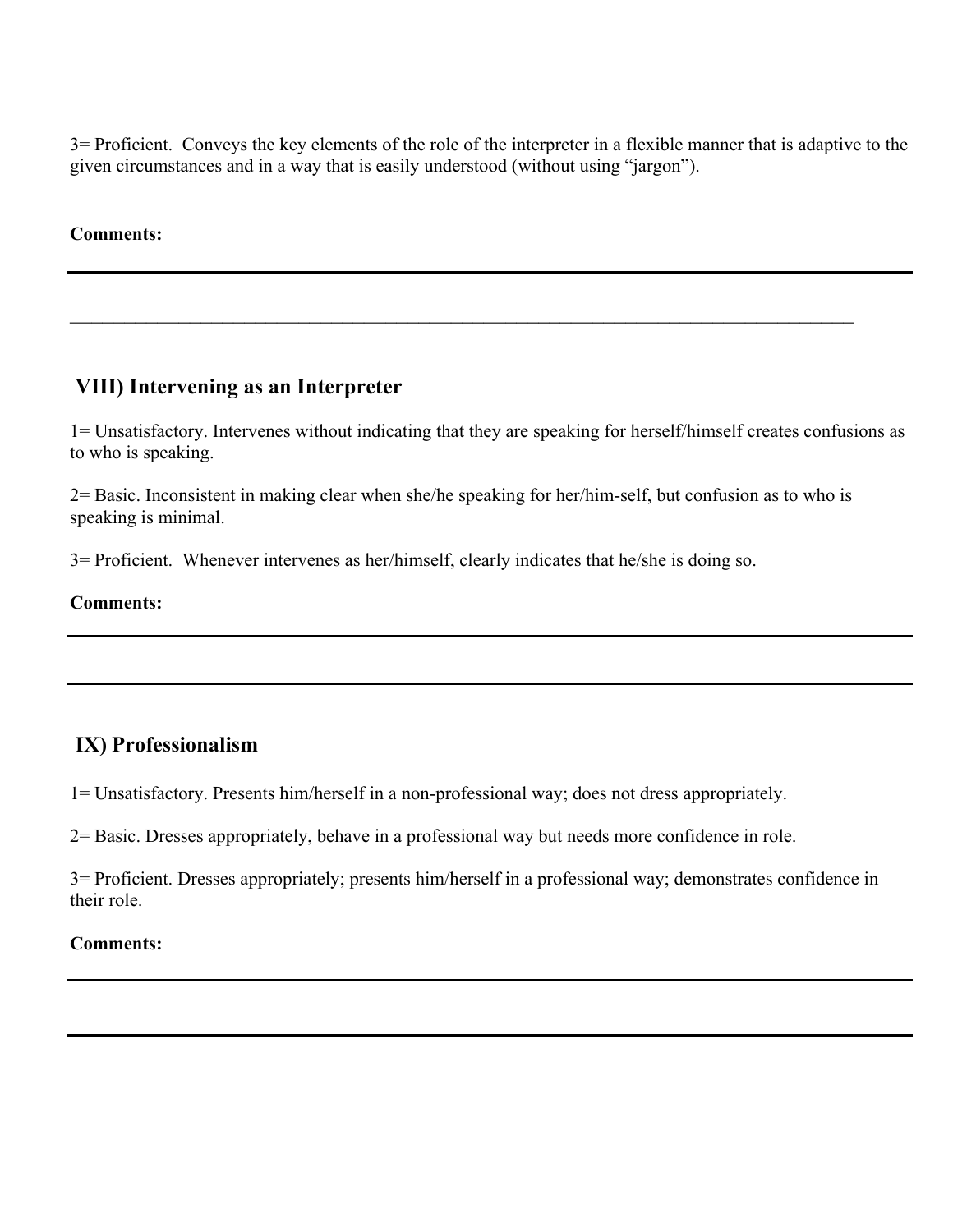3= Proficient. Conveys the key elements of the role of the interpreter in a flexible manner that is adaptive to the given circumstances and in a way that is easily understood (without using "jargon").

**Comments:**

---

______________________________________________________________________________

## VIII) Intervening as an Interpreter

1= Unsatisfactory. Intervenes without indicating that they are speaking for herself/himself creates confusions as to who is speaking.

2= Basic. Inconsistent in making clear when she/he speaking for her/him-self, but confusion as to who is speaking is minimal.

3= Proficient. Whenever intervenes as her/himself, clearly indicates that he/she is doing so.

**Comments:**

---

---

## IX) Professionalism

1= Unsatisfactory. Presents him/herself in a non-professional way; does not dress appropriately.

2= Basic. Dresses appropriately, behave in a professional way but needs more confidence in role.

3= Proficient. Dresses appropriately; presents him/herself in a professional way; demonstrates confidence in their role.

**Comments:**

---

---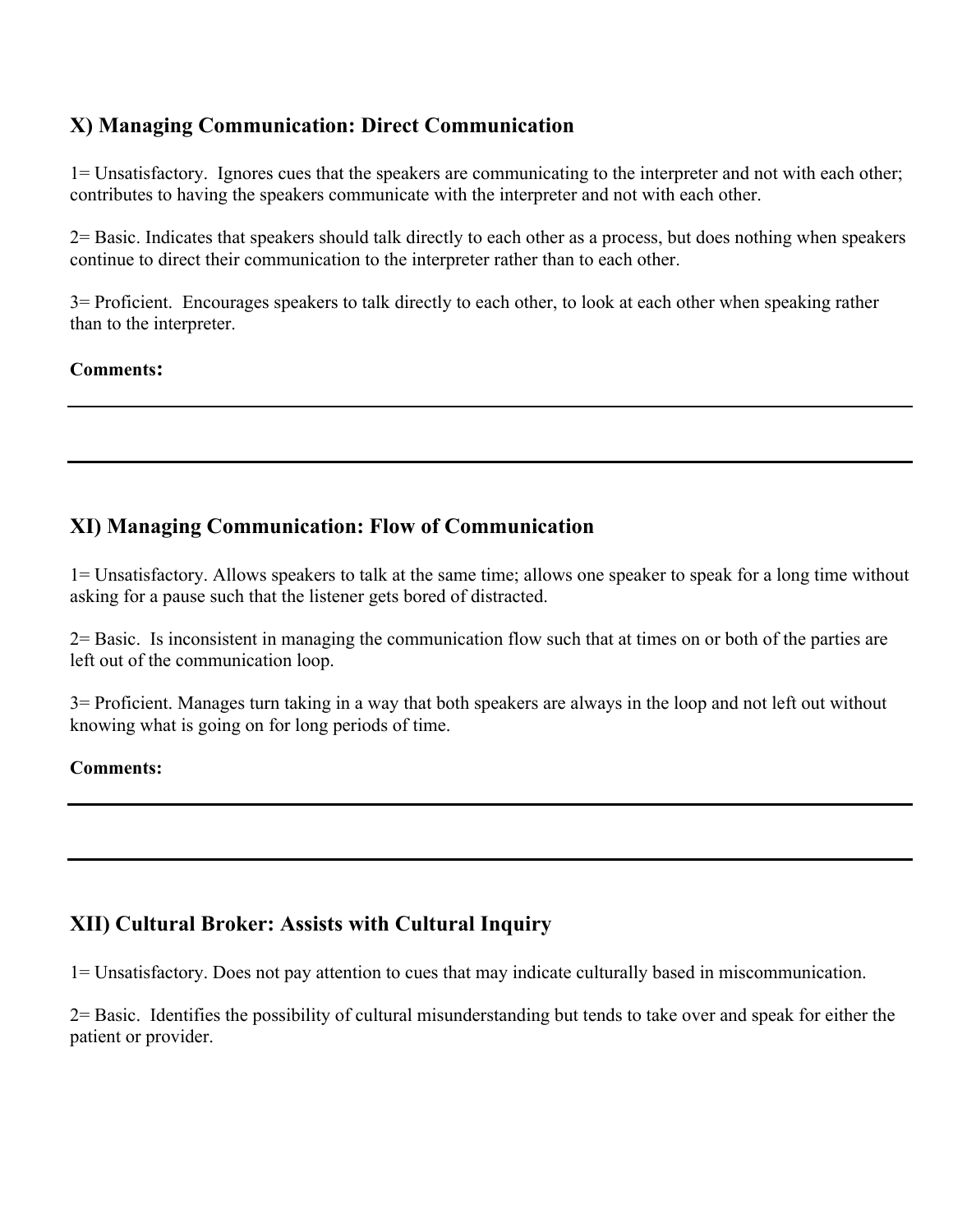## X) Managing Communication: Direct Communication

1= Unsatisfactory. Ignores cues that the speakers are communicating to the interpreter and not with each other; contributes to having the speakers communicate with the interpreter and not with each other.

2= Basic. Indicates that speakers should talk directly to each other as a process, but does nothing when speakers continue to direct their communication to the interpreter rather than to each other.

3= Proficient. Encourages speakers to talk directly to each other, to look at each other when speaking rather than to the interpreter.

**Comments:**

---

---

## XI) Managing Communication: Flow of Communication

1= Unsatisfactory. Allows speakers to talk at the same time; allows one speaker to speak for a long time without asking for a pause such that the listener gets bored of distracted.

2= Basic. Is inconsistent in managing the communication flow such that at times on or both of the parties are left out of the communication loop.

3= Proficient. Manages turn taking in a way that both speakers are always in the loop and not left out without knowing what is going on for long periods of time.

**Comments:**

---

---

## XII) Cultural Broker: Assists with Cultural Inquiry

1= Unsatisfactory. Does not pay attention to cues that may indicate culturally based in miscommunication.

2= Basic. Identifies the possibility of cultural misunderstanding but tends to take over and speak for either the patient or provider.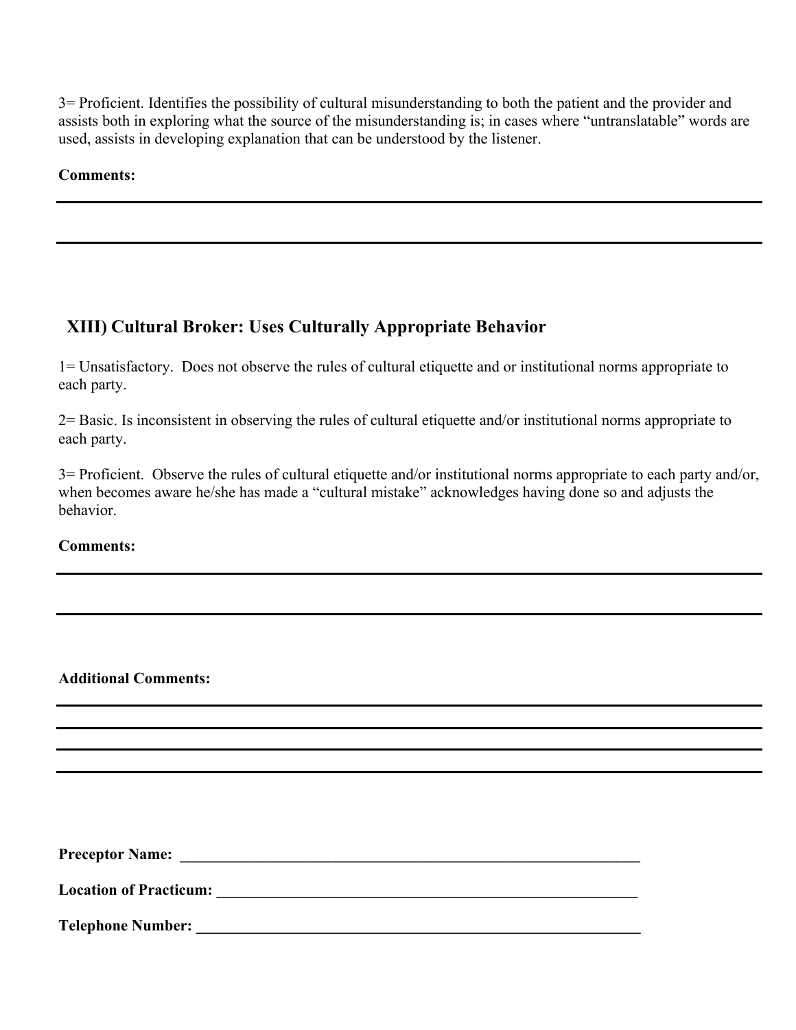3= Proficient. Identifies the possibility of cultural misunderstanding to both the patient and the provider and assists both in exploring what the source of the misunderstanding is; in cases where "untranslatable" words are used, assists in developing explanation that can be understood by the listener.

**Comments:**

---

---

## XIII) Cultural Broker: Uses Culturally Appropriate Behavior

1= Unsatisfactory. Does not observe the rules of cultural etiquette and or institutional norms appropriate to each party.

2= Basic. Is inconsistent in observing the rules of cultural etiquette and/or institutional norms appropriate to each party.

3= Proficient. Observe the rules of cultural etiquette and/or institutional norms appropriate to each party and/or, when becomes aware he/she has made a "cultural mistake" acknowledges having done so and adjusts the behavior.

**Comments:**

---

---

**Additional Comments:**

---

---

---

---

**Preceptor Name:** ______________________________________________________________

**Location of Practicum:** _________________________________________________________

**Telephone Number:** ____________________________________________________________